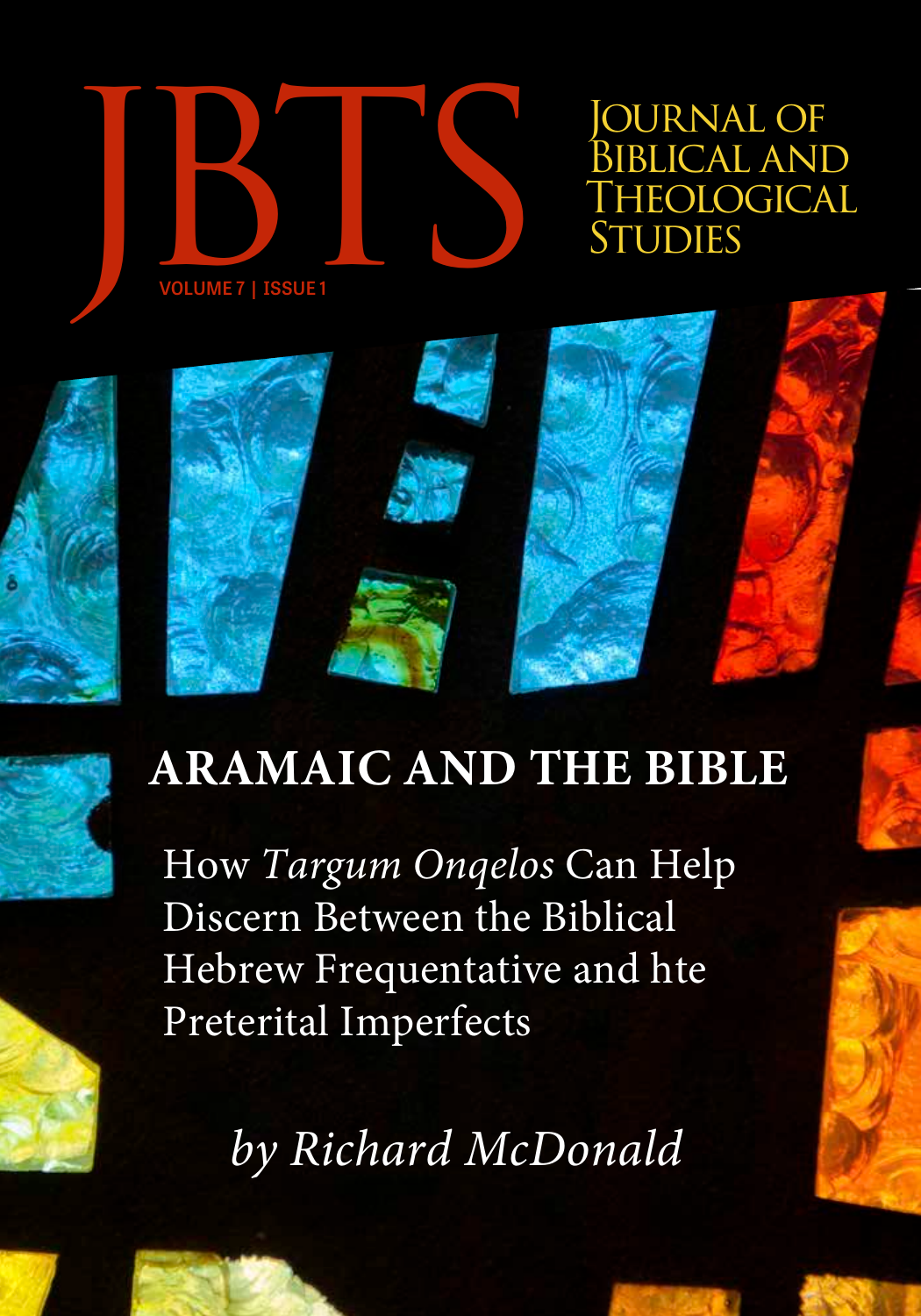# JBTS

## Journal of Biblical and Theological Studies

VOLUME 7 | ISSUE 1

## ARAMAIC AND THE BIBLE

How *Targum Onqelos* Can Help Discern Between the Biblical Hebrew Frequentative and hte Preterital Imperfects

*by Richard McDonald*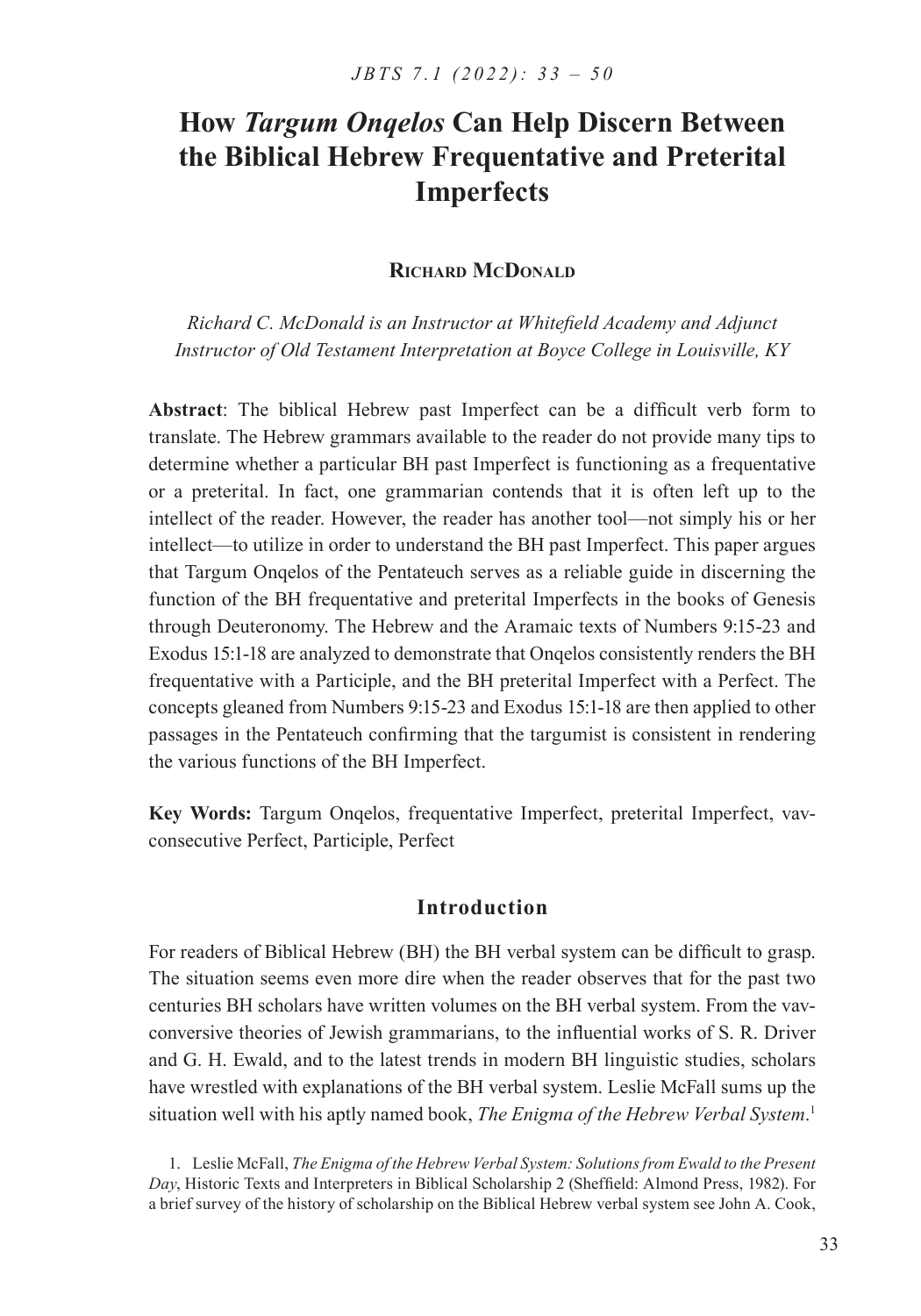# How *Targum Onqelos* Can Help Discern Between the Biblical Hebrew Frequentative and Preterital Imperfects

**Richard McDonald**

*Richard C. McDonald is an Instructor at Whitefield Academy and Adjunct Instructor of Old Testament Interpretation at Boyce College in Louisville, KY*

**Abstract**: The biblical Hebrew past Imperfect can be a difficult verb form to translate. The Hebrew grammars available to the reader do not provide many tips to determine whether a particular BH past Imperfect is functioning as a frequentative or a preterital. In fact, one grammarian contends that it is often left up to the intellect of the reader. However, the reader has another tool—not simply his or her intellect—to utilize in order to understand the BH past Imperfect. This paper argues that Targum Onqelos of the Pentateuch serves as a reliable guide in discerning the function of the BH frequentative and preterital Imperfects in the books of Genesis through Deuteronomy. The Hebrew and the Aramaic texts of Numbers 9:15-23 and Exodus 15:1-18 are analyzed to demonstrate that Onqelos consistently renders the BH frequentative with a Participle, and the BH preterital Imperfect with a Perfect. The concepts gleaned from Numbers 9:15-23 and Exodus 15:1-18 are then applied to other passages in the Pentateuch confirming that the targumist is consistent in rendering the various functions of the BH Imperfect.

**Key Words:** Targum Onqelos, frequentative Imperfect, preterital Imperfect, vav-consecutive Perfect, Participle, Perfect

## Introduction

For readers of Biblical Hebrew (BH) the BH verbal system can be difficult to grasp. The situation seems even more dire when the reader observes that for the past two centuries BH scholars have written volumes on the BH verbal system. From the vav-conversive theories of Jewish grammarians, to the influential works of S. R. Driver and G. H. Ewald, and to the latest trends in modern BH linguistic studies, scholars have wrestled with explanations of the BH verbal system. Leslie McFall sums up the situation well with his aptly named book, *The Enigma of the Hebrew Verbal System*.[1]

1. Leslie McFall, *The Enigma of the Hebrew Verbal System: Solutions from Ewald to the Present Day*, Historic Texts and Interpreters in Biblical Scholarship 2 (Sheffield: Almond Press, 1982). For a brief survey of the history of scholarship on the Biblical Hebrew verbal system see John A. Cook,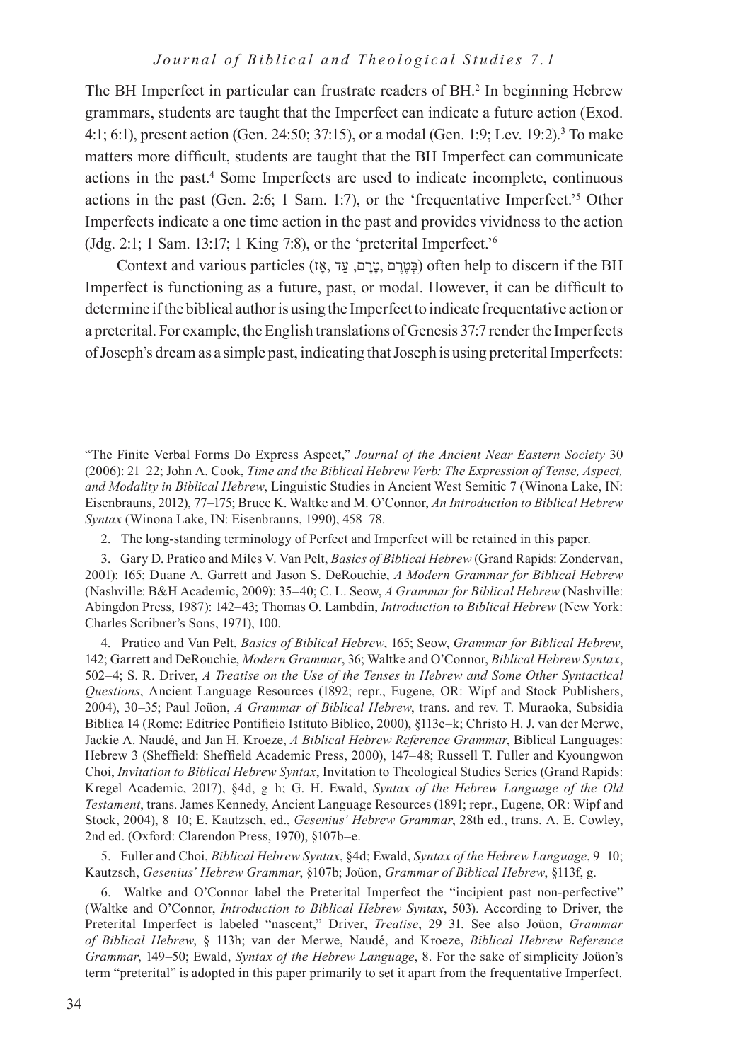The BH Imperfect in particular can frustrate readers of BH.[2] In beginning Hebrew grammars, students are taught that the Imperfect can indicate a future action (Exod. 4:1; 6:1), present action (Gen. 24:50; 37:15), or a modal (Gen. 1:9; Lev. 19:2).[3] To make matters more difficult, students are taught that the BH Imperfect can communicate actions in the past.[4] Some Imperfects are used to indicate incomplete, continuous actions in the past (Gen. 2:6; 1 Sam. 1:7), or the 'frequentative Imperfect.'[5] Other Imperfects indicate a one time action in the past and provides vividness to the action (Jdg. 2:1; 1 Sam. 13:17; 1 King 7:8), or the 'preterital Imperfect.'[6]

Context and various particles (בְּטֶרֶם ,טֶרֶם ,עַד ,אָז) often help to discern if the BH Imperfect is functioning as a future, past, or modal. However, it can be difficult to determine if the biblical author is using the Imperfect to indicate frequentative action or a preterital. For example, the English translations of Genesis 37:7 render the Imperfects of Joseph's dream as a simple past, indicating that Joseph is using preterital Imperfects:

---

"The Finite Verbal Forms Do Express Aspect," *Journal of the Ancient Near Eastern Society* 30 (2006): 21–22; John A. Cook, *Time and the Biblical Hebrew Verb: The Expression of Tense, Aspect, and Modality in Biblical Hebrew*, Linguistic Studies in Ancient West Semitic 7 (Winona Lake, IN: Eisenbrauns, 2012), 77–175; Bruce K. Waltke and M. O'Connor, *An Introduction to Biblical Hebrew Syntax* (Winona Lake, IN: Eisenbrauns, 1990), 458–78.

2. The long-standing terminology of Perfect and Imperfect will be retained in this paper.

3. Gary D. Pratico and Miles V. Van Pelt, *Basics of Biblical Hebrew* (Grand Rapids: Zondervan, 2001): 165; Duane A. Garrett and Jason S. DeRouchie, *A Modern Grammar for Biblical Hebrew* (Nashville: B&H Academic, 2009): 35–40; C. L. Seow, *A Grammar for Biblical Hebrew* (Nashville: Abingdon Press, 1987): 142–43; Thomas O. Lambdin, *Introduction to Biblical Hebrew* (New York: Charles Scribner's Sons, 1971), 100.

4. Pratico and Van Pelt, *Basics of Biblical Hebrew*, 165; Seow, *Grammar for Biblical Hebrew*, 142; Garrett and DeRouchie, *Modern Grammar*, 36; Waltke and O'Connor, *Biblical Hebrew Syntax*, 502–4; S. R. Driver, *A Treatise on the Use of the Tenses in Hebrew and Some Other Syntactical Questions*, Ancient Language Resources (1892; repr., Eugene, OR: Wipf and Stock Publishers, 2004), 30–35; Paul Joüon, *A Grammar of Biblical Hebrew*, trans. and rev. T. Muraoka, Subsidia Biblica 14 (Rome: Editrice Pontificio Istituto Biblico, 2000), §113e–k; Christo H. J. van der Merwe, Jackie A. Naudé, and Jan H. Kroeze, *A Biblical Hebrew Reference Grammar*, Biblical Languages: Hebrew 3 (Sheffield: Sheffield Academic Press, 2000), 147–48; Russell T. Fuller and Kyoungwon Choi, *Invitation to Biblical Hebrew Syntax*, Invitation to Theological Studies Series (Grand Rapids: Kregel Academic, 2017), §4d, g–h; G. H. Ewald, *Syntax of the Hebrew Language of the Old Testament*, trans. James Kennedy, Ancient Language Resources (1891; repr., Eugene, OR: Wipf and Stock, 2004), 8–10; E. Kautzsch, ed., *Gesenius' Hebrew Grammar*, 28th ed., trans. A. E. Cowley, 2nd ed. (Oxford: Clarendon Press, 1970), §107b–e.

5. Fuller and Choi, *Biblical Hebrew Syntax*, §4d; Ewald, *Syntax of the Hebrew Language*, 9–10; Kautzsch, *Gesenius' Hebrew Grammar*, §107b; Joüon, *Grammar of Biblical Hebrew*, §113f, g.

6. Waltke and O'Connor label the Preterital Imperfect the "incipient past non-perfective" (Waltke and O'Connor, *Introduction to Biblical Hebrew Syntax*, 503). According to Driver, the Preterital Imperfect is labeled "nascent," Driver, *Treatise*, 29–31. See also Joüon, *Grammar of Biblical Hebrew*, § 113h; van der Merwe, Naudé, and Kroeze, *Biblical Hebrew Reference Grammar*, 149–50; Ewald, *Syntax of the Hebrew Language*, 8. For the sake of simplicity Joüon's term "preterital" is adopted in this paper primarily to set it apart from the frequentative Imperfect.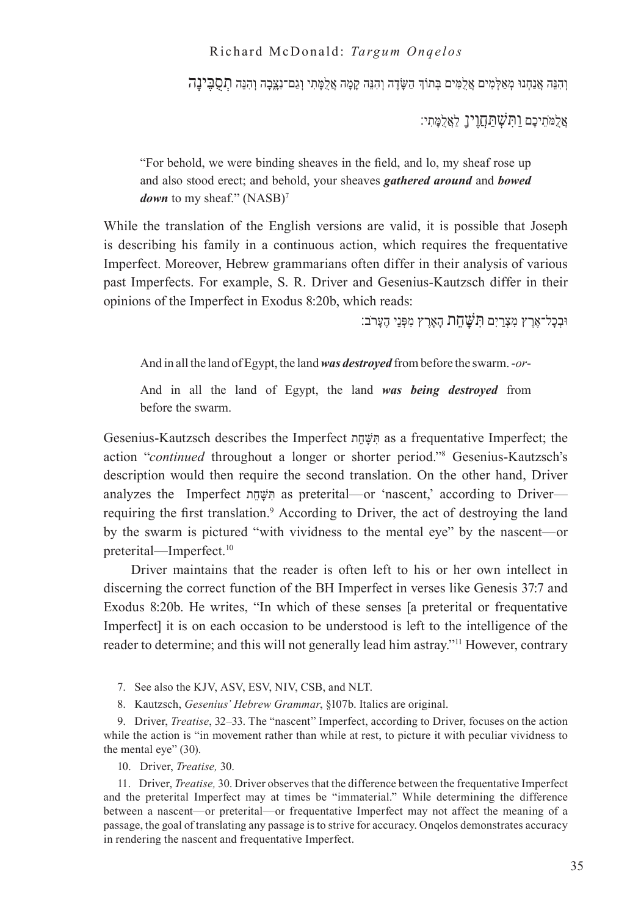וְהִנֵּה אֲנַחְנוּ מְאַלְּמִים אֲלֻמִּים בְּתוֹךְ הַשָּׂדֶה וְהִנֵּה קָמָה אֲלֻמָּתִי וְגַם־נִצָּבָה וְהִנֵּה **תְסֻבֶּינָה**

אֲלֻמֹּתֵיכֶם **וַתִּשְׁתַּחֲוֶיןָ** לַאֲלֻמָּתִי׃

> "For behold, we were binding sheaves in the field, and lo, my sheaf rose up and also stood erect; and behold, your sheaves ***gathered around*** and ***bowed down*** to my sheaf." (NASB)[7]

While the translation of the English versions are valid, it is possible that Joseph is describing his family in a continuous action, which requires the frequentative Imperfect. Moreover, Hebrew grammarians often differ in their analysis of various past Imperfects. For example, S. R. Driver and Gesenius-Kautzsch differ in their opinions of the Imperfect in Exodus 8:20b, which reads:

וּבְכָל־אֶרֶץ מִצְרַיִם **תִּשָּׁחֵת** הָאָרֶץ מִפְּנֵי הֶעָרֹב׃

> And in all the land of Egypt, the land ***was destroyed*** from before the swarm. -*or*-
>
> And in all the land of Egypt, the land ***was being destroyed*** from before the swarm.

Gesenius-Kautzsch describes the Imperfect תִּשָּׁחֵת as a frequentative Imperfect; the action "*continued* throughout a longer or shorter period."[8] Gesenius-Kautzsch's description would then require the second translation. On the other hand, Driver analyzes the Imperfect תִּשָּׁחֵת as preterital—or 'nascent,' according to Driver—requiring the first translation.[9] According to Driver, the act of destroying the land by the swarm is pictured "with vividness to the mental eye" by the nascent—or preterital—Imperfect.[10]

Driver maintains that the reader is often left to his or her own intellect in discerning the correct function of the BH Imperfect in verses like Genesis 37:7 and Exodus 8:20b. He writes, "In which of these senses [a preterital or frequentative Imperfect] it is on each occasion to be understood is left to the intelligence of the reader to determine; and this will not generally lead him astray."[11] However, contrary

7. See also the KJV, ASV, ESV, NIV, CSB, and NLT.

8. Kautzsch, *Gesenius' Hebrew Grammar*, §107b. Italics are original.

9. Driver, *Treatise*, 32–33. The "nascent" Imperfect, according to Driver, focuses on the action while the action is "in movement rather than while at rest, to picture it with peculiar vividness to the mental eye" (30).

10. Driver, *Treatise,* 30.

11. Driver, *Treatise,* 30. Driver observes that the difference between the frequentative Imperfect and the preterital Imperfect may at times be "immaterial." While determining the difference between a nascent—or preterital—or frequentative Imperfect may not affect the meaning of a passage, the goal of translating any passage is to strive for accuracy. Onqelos demonstrates accuracy in rendering the nascent and frequentative Imperfect.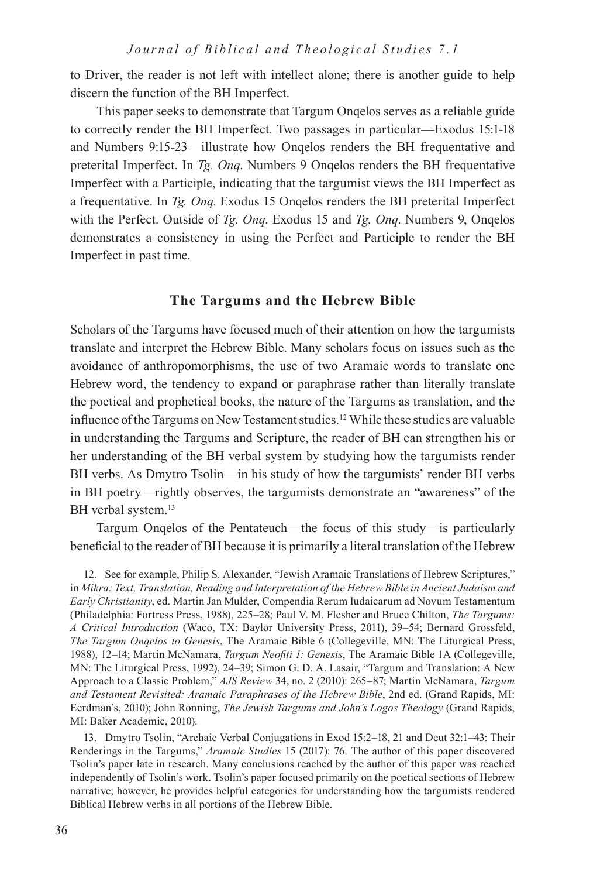to Driver, the reader is not left with intellect alone; there is another guide to help discern the function of the BH Imperfect.

This paper seeks to demonstrate that Targum Onqelos serves as a reliable guide to correctly render the BH Imperfect. Two passages in particular—Exodus 15:1-18 and Numbers 9:15-23—illustrate how Onqelos renders the BH frequentative and preterital Imperfect. In *Tg. Onq*. Numbers 9 Onqelos renders the BH frequentative Imperfect with a Participle, indicating that the targumist views the BH Imperfect as a frequentative. In *Tg. Onq*. Exodus 15 Onqelos renders the BH preterital Imperfect with the Perfect. Outside of *Tg. Onq*. Exodus 15 and *Tg. Onq*. Numbers 9, Onqelos demonstrates a consistency in using the Perfect and Participle to render the BH Imperfect in past time.

## The Targums and the Hebrew Bible

Scholars of the Targums have focused much of their attention on how the targumists translate and interpret the Hebrew Bible. Many scholars focus on issues such as the avoidance of anthropomorphisms, the use of two Aramaic words to translate one Hebrew word, the tendency to expand or paraphrase rather than literally translate the poetical and prophetical books, the nature of the Targums as translation, and the influence of the Targums on New Testament studies.[12] While these studies are valuable in understanding the Targums and Scripture, the reader of BH can strengthen his or her understanding of the BH verbal system by studying how the targumists render BH verbs. As Dmytro Tsolin—in his study of how the targumists' render BH verbs in BH poetry—rightly observes, the targumists demonstrate an "awareness" of the BH verbal system.[13]

Targum Onqelos of the Pentateuch—the focus of this study—is particularly beneficial to the reader of BH because it is primarily a literal translation of the Hebrew

12. See for example, Philip S. Alexander, "Jewish Aramaic Translations of Hebrew Scriptures," in *Mikra: Text, Translation, Reading and Interpretation of the Hebrew Bible in Ancient Judaism and Early Christianity*, ed. Martin Jan Mulder, Compendia Rerum Iudaicarum ad Novum Testamentum (Philadelphia: Fortress Press, 1988), 225–28; Paul V. M. Flesher and Bruce Chilton, *The Targums: A Critical Introduction* (Waco, TX: Baylor University Press, 2011), 39–54; Bernard Grossfeld, *The Targum Onqelos to Genesis*, The Aramaic Bible 6 (Collegeville, MN: The Liturgical Press, 1988), 12–14; Martin McNamara, *Targum Neofiti 1: Genesis*, The Aramaic Bible 1A (Collegeville, MN: The Liturgical Press, 1992), 24–39; Simon G. D. A. Lasair, "Targum and Translation: A New Approach to a Classic Problem," *AJS Review* 34, no. 2 (2010): 265–87; Martin McNamara, *Targum and Testament Revisited: Aramaic Paraphrases of the Hebrew Bible*, 2nd ed. (Grand Rapids, MI: Eerdman's, 2010); John Ronning, *The Jewish Targums and John's Logos Theology* (Grand Rapids, MI: Baker Academic, 2010).

13. Dmytro Tsolin, "Archaic Verbal Conjugations in Exod 15:2–18, 21 and Deut 32:1–43: Their Renderings in the Targums," *Aramaic Studies* 15 (2017): 76. The author of this paper discovered Tsolin's paper late in research. Many conclusions reached by the author of this paper was reached independently of Tsolin's work. Tsolin's paper focused primarily on the poetical sections of Hebrew narrative; however, he provides helpful categories for understanding how the targumists rendered Biblical Hebrew verbs in all portions of the Hebrew Bible.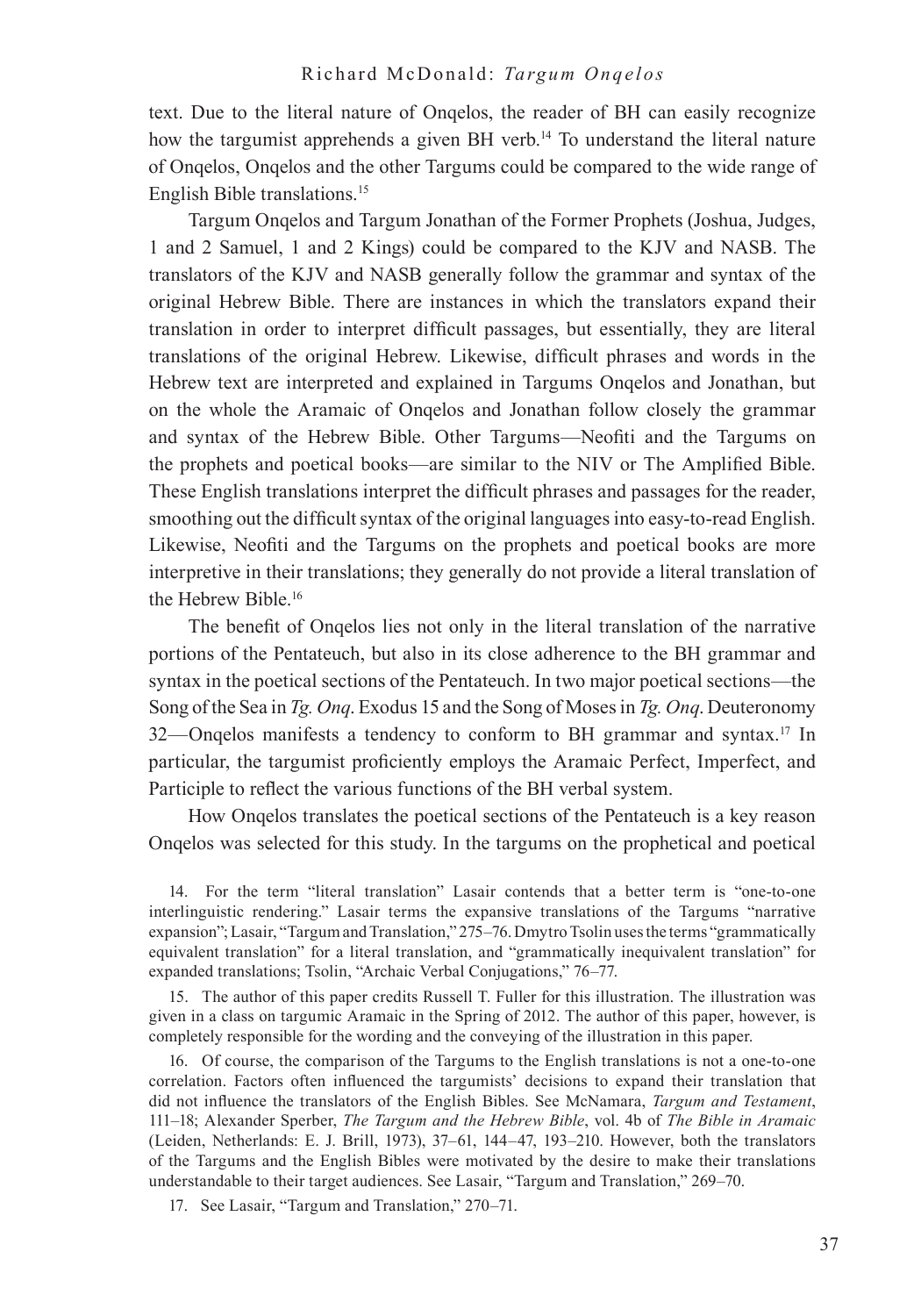text. Due to the literal nature of Onqelos, the reader of BH can easily recognize how the targumist apprehends a given BH verb.[14] To understand the literal nature of Onqelos, Onqelos and the other Targums could be compared to the wide range of English Bible translations.[15]

Targum Onqelos and Targum Jonathan of the Former Prophets (Joshua, Judges, 1 and 2 Samuel, 1 and 2 Kings) could be compared to the KJV and NASB. The translators of the KJV and NASB generally follow the grammar and syntax of the original Hebrew Bible. There are instances in which the translators expand their translation in order to interpret difficult passages, but essentially, they are literal translations of the original Hebrew. Likewise, difficult phrases and words in the Hebrew text are interpreted and explained in Targums Onqelos and Jonathan, but on the whole the Aramaic of Onqelos and Jonathan follow closely the grammar and syntax of the Hebrew Bible. Other Targums—Neofiti and the Targums on the prophets and poetical books—are similar to the NIV or The Amplified Bible. These English translations interpret the difficult phrases and passages for the reader, smoothing out the difficult syntax of the original languages into easy-to-read English. Likewise, Neofiti and the Targums on the prophets and poetical books are more interpretive in their translations; they generally do not provide a literal translation of the Hebrew Bible.[16]

The benefit of Onqelos lies not only in the literal translation of the narrative portions of the Pentateuch, but also in its close adherence to the BH grammar and syntax in the poetical sections of the Pentateuch. In two major poetical sections—the Song of the Sea in *Tg. Onq*. Exodus 15 and the Song of Moses in *Tg. Onq*. Deuteronomy 32—Onqelos manifests a tendency to conform to BH grammar and syntax.[17] In particular, the targumist proficiently employs the Aramaic Perfect, Imperfect, and Participle to reflect the various functions of the BH verbal system.

How Onqelos translates the poetical sections of the Pentateuch is a key reason Onqelos was selected for this study. In the targums on the prophetical and poetical

14. For the term "literal translation" Lasair contends that a better term is "one-to-one interlinguistic rendering." Lasair terms the expansive translations of the Targums "narrative expansion"; Lasair, "Targum and Translation," 275–76. Dmytro Tsolin uses the terms "grammatically equivalent translation" for a literal translation, and "grammatically inequivalent translation" for expanded translations; Tsolin, "Archaic Verbal Conjugations," 76–77.

15. The author of this paper credits Russell T. Fuller for this illustration. The illustration was given in a class on targumic Aramaic in the Spring of 2012. The author of this paper, however, is completely responsible for the wording and the conveying of the illustration in this paper.

16. Of course, the comparison of the Targums to the English translations is not a one-to-one correlation. Factors often influenced the targumists' decisions to expand their translation that did not influence the translators of the English Bibles. See McNamara, *Targum and Testament*, 111–18; Alexander Sperber, *The Targum and the Hebrew Bible*, vol. 4b of *The Bible in Aramaic* (Leiden, Netherlands: E. J. Brill, 1973), 37–61, 144–47, 193–210. However, both the translators of the Targums and the English Bibles were motivated by the desire to make their translations understandable to their target audiences. See Lasair, "Targum and Translation," 269–70.

17. See Lasair, "Targum and Translation," 270–71.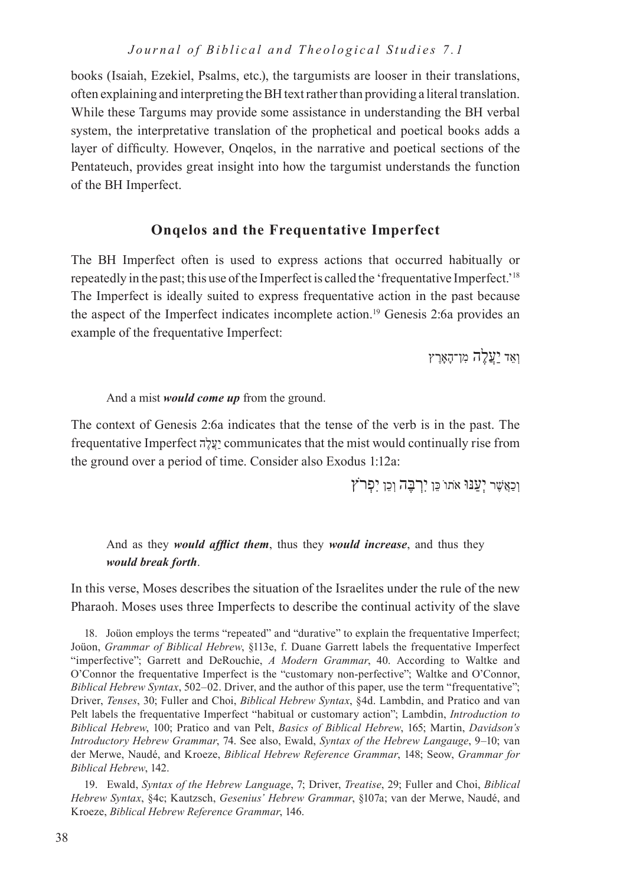books (Isaiah, Ezekiel, Psalms, etc.), the targumists are looser in their translations, often explaining and interpreting the BH text rather than providing a literal translation. While these Targums may provide some assistance in understanding the BH verbal system, the interpretative translation of the prophetical and poetical books adds a layer of difficulty. However, Onqelos, in the narrative and poetical sections of the Pentateuch, provides great insight into how the targumist understands the function of the BH Imperfect.

## Onqelos and the Frequentative Imperfect

The BH Imperfect often is used to express actions that occurred habitually or repeatedly in the past; this use of the Imperfect is called the 'frequentative Imperfect.'[18] The Imperfect is ideally suited to express frequentative action in the past because the aspect of the Imperfect indicates incomplete action.[19] Genesis 2:6a provides an example of the frequentative Imperfect:

וְאֵד יַעֲלֶה מִן־הָאָרֶץ

> And a mist ***would come up*** from the ground.

The context of Genesis 2:6a indicates that the tense of the verb is in the past. The frequentative Imperfect יַעֲלֶה communicates that the mist would continually rise from the ground over a period of time. Consider also Exodus 1:12a:

וְכַאֲשֶׁר יְעַנּוּ אֹתוֹ כֵּן יִרְבֶּה וְכֵן יִפְרֹץ

> And as they ***would afflict them***, thus they ***would increase***, and thus they ***would break forth***.

In this verse, Moses describes the situation of the Israelites under the rule of the new Pharaoh. Moses uses three Imperfects to describe the continual activity of the slave

---

18. Joüon employs the terms "repeated" and "durative" to explain the frequentative Imperfect; Joüon, *Grammar of Biblical Hebrew*, §113e, f. Duane Garrett labels the frequentative Imperfect "imperfective"; Garrett and DeRouchie, *A Modern Grammar*, 40. According to Waltke and O'Connor the frequentative Imperfect is the "customary non-perfective"; Waltke and O'Connor, *Biblical Hebrew Syntax*, 502–02. Driver, and the author of this paper, use the term "frequentative"; Driver, *Tenses*, 30; Fuller and Choi, *Biblical Hebrew Syntax*, §4d. Lambdin, and Pratico and van Pelt labels the frequentative Imperfect "habitual or customary action"; Lambdin, *Introduction to Biblical Hebrew*, 100; Pratico and van Pelt, *Basics of Biblical Hebrew*, 165; Martin, *Davidson's Introductory Hebrew Grammar*, 74. See also, Ewald, *Syntax of the Hebrew Langauge*, 9–10; van der Merwe, Naudé, and Kroeze, *Biblical Hebrew Reference Grammar*, 148; Seow, *Grammar for Biblical Hebrew*, 142.

19. Ewald, *Syntax of the Hebrew Language*, 7; Driver, *Treatise*, 29; Fuller and Choi, *Biblical Hebrew Syntax*, §4c; Kautzsch, *Gesenius' Hebrew Grammar*, §107a; van der Merwe, Naudé, and Kroeze, *Biblical Hebrew Reference Grammar*, 146.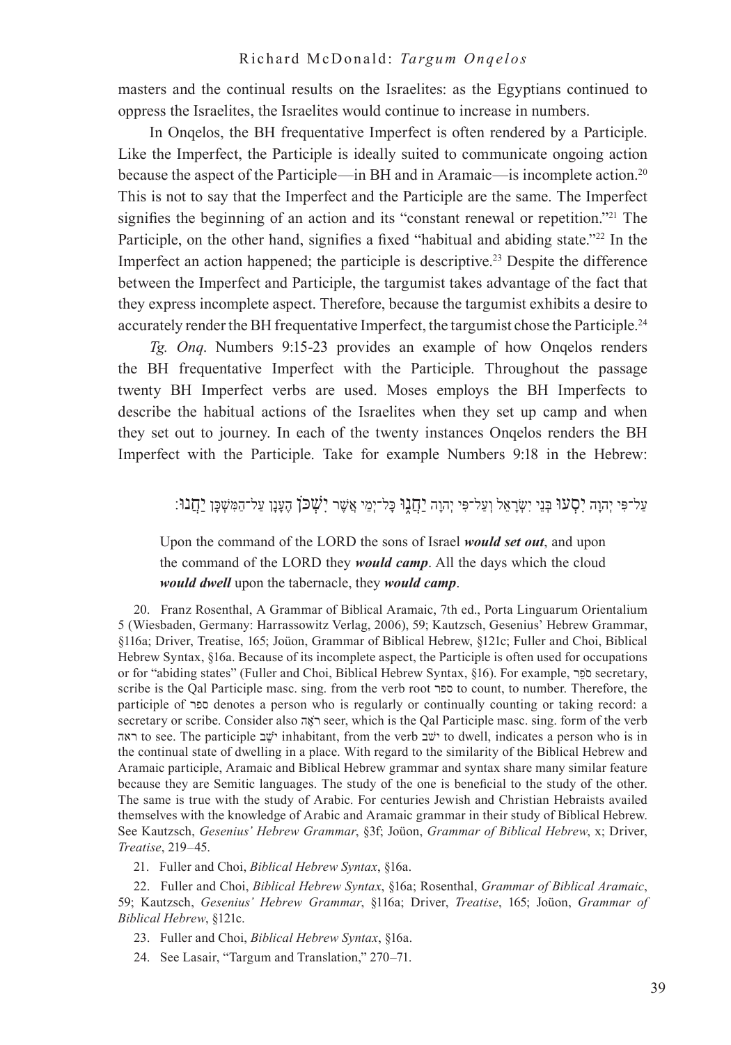masters and the continual results on the Israelites: as the Egyptians continued to oppress the Israelites, the Israelites would continue to increase in numbers.

In Onqelos, the BH frequentative Imperfect is often rendered by a Participle. Like the Imperfect, the Participle is ideally suited to communicate ongoing action because the aspect of the Participle—in BH and in Aramaic—is incomplete action.[20] This is not to say that the Imperfect and the Participle are the same. The Imperfect signifies the beginning of an action and its "constant renewal or repetition."[21] The Participle, on the other hand, signifies a fixed "habitual and abiding state."[22] In the Imperfect an action happened; the participle is descriptive.[23] Despite the difference between the Imperfect and Participle, the targumist takes advantage of the fact that they express incomplete aspect. Therefore, because the targumist exhibits a desire to accurately render the BH frequentative Imperfect, the targumist chose the Participle.[24]

*Tg. Onq*. Numbers 9:15-23 provides an example of how Onqelos renders the BH frequentative Imperfect with the Participle. Throughout the passage twenty BH Imperfect verbs are used. Moses employs the BH Imperfects to describe the habitual actions of the Israelites when they set up camp and when they set out to journey. In each of the twenty instances Onqelos renders the BH Imperfect with the Participle. Take for example Numbers 9:18 in the Hebrew:

עַל־פִּי יְהוָה **יִסְעוּ** בְּנֵי יִשְׂרָאֵל וְעַל־פִּי יְהוָה **יַחֲנוּ** כָּל־יְמֵי אֲשֶׁר **יִשְׁכֹּן** הֶעָנָן עַל־הַמִּשְׁכָּן **יַחֲנוּ**׃

> Upon the command of the LORD the sons of Israel ***would set out***, and upon the command of the LORD they ***would camp***. All the days which the cloud ***would dwell*** upon the tabernacle, they ***would camp***.

20. Franz Rosenthal, A Grammar of Biblical Aramaic, 7th ed., Porta Linguarum Orientalium 5 (Wiesbaden, Germany: Harrassowitz Verlag, 2006), 59; Kautzsch, Gesenius' Hebrew Grammar, §116a; Driver, Treatise, 165; Joüon, Grammar of Biblical Hebrew, §121c; Fuller and Choi, Biblical Hebrew Syntax, §16a. Because of its incomplete aspect, the Participle is often used for occupations or for "abiding states" (Fuller and Choi, Biblical Hebrew Syntax, §16). For example, סֹפֵר secretary, scribe is the Qal Participle masc. sing. from the verb root ספר to count, to number. Therefore, the participle of ספר denotes a person who is regularly or continually counting or taking record: a secretary or scribe. Consider also רֹאֶה seer, which is the Qal Participle masc. sing. form of the verb ראה to see. The participle יֹשֵׁב inhabitant, from the verb ישב to dwell, indicates a person who is in the continual state of dwelling in a place. With regard to the similarity of the Biblical Hebrew and Aramaic participle, Aramaic and Biblical Hebrew grammar and syntax share many similar feature because they are Semitic languages. The study of the one is beneficial to the study of the other. The same is true with the study of Arabic. For centuries Jewish and Christian Hebraists availed themselves with the knowledge of Arabic and Aramaic grammar in their study of Biblical Hebrew. See Kautzsch, *Gesenius' Hebrew Grammar*, §3f; Joüon, *Grammar of Biblical Hebrew*, x; Driver, *Treatise*, 219–45.

21. Fuller and Choi, *Biblical Hebrew Syntax*, §16a.

22. Fuller and Choi, *Biblical Hebrew Syntax*, §16a; Rosenthal, *Grammar of Biblical Aramaic*, 59; Kautzsch, *Gesenius' Hebrew Grammar*, §116a; Driver, *Treatise*, 165; Joüon, *Grammar of Biblical Hebrew*, §121c.

23. Fuller and Choi, *Biblical Hebrew Syntax*, §16a.

24. See Lasair, "Targum and Translation," 270–71.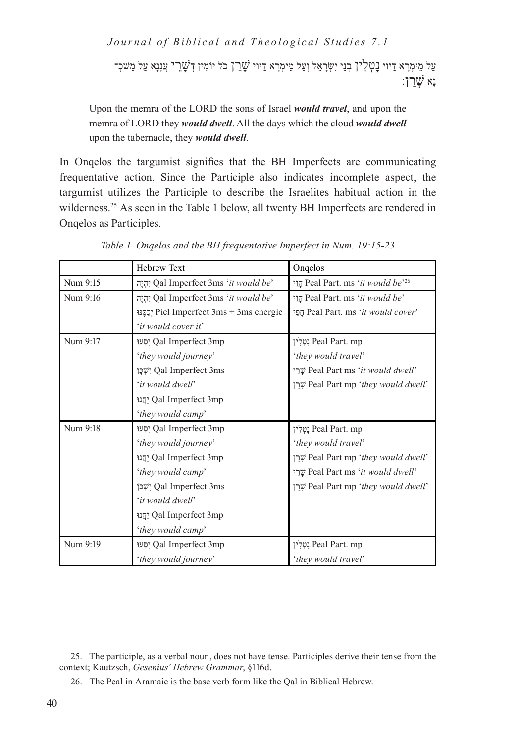עַל מֵימְרָא דַיוי נָטְלִין בְּנֵי יִשְׂרָאֵל וְעַל מֵימְרָא דַיוי שָׁרַן כֹּל יוֹמִין דְּשָׁרֵי עֲנָנָא עַל מַשְׁכְּ־נָא שָׁרַן׃

> Upon the memra of the LORD the sons of Israel ***would travel***, and upon the memra of LORD they ***would dwell***. All the days which the cloud ***would dwell*** upon the tabernacle, they ***would dwell***.

In Onqelos the targumist signifies that the BH Imperfects are communicating frequentative action. Since the Participle also indicates incomplete aspect, the targumist utilizes the Participle to describe the Israelites habitual action in the wilderness.[25] As seen in the Table 1 below, all twenty BH Imperfects are rendered in Onqelos as Participles.

*Table 1. Onqelos and the BH frequentative Imperfect in Num. 19:15-23*

| | Hebrew Text | Onqelos |
|---|---|---|
| Num 9:15 | יִהְיֶה Qal Imperfect 3ms '*it would be*' | הָוֵי Peal Part. ms '*it would be*'[26] |
| Num 9:16 | יִהְיֶה Qal Imperfect 3ms '*it would be*'<br>יְכַסֶּנּוּ Piel Imperfect 3ms + 3ms energic '*it would cover it*' | הָוֵי Peal Part. ms '*it would be*'<br>חָפֵי Peal Part. ms '*it would cover*' |
| Num 9:17 | יִסְעוּ Qal Imperfect 3mp '*they would journey*'<br>יִשְׁכָּן Qal Imperfect 3ms '*it would dwell*'<br>יַחֲנוּ Qal Imperfect 3mp '*they would camp*' | נָטְלִין Peal Part. mp '*they would travel*'<br>שָׁרֵי Peal Part ms '*it would dwell*'<br>שָׁרַן Peal Part mp '*they would dwell*' |
| Num 9:18 | יִסְעוּ Qal Imperfect 3mp '*they would journey*'<br>יַחֲנוּ Qal Imperfect 3mp '*they would camp*'<br>יִשְׁכֹּן Qal Imperfect 3ms '*it would dwell*'<br>יַחֲנוּ Qal Imperfect 3mp '*they would camp*' | נָטְלִין Peal Part. mp '*they would travel*'<br>שָׁרַן Peal Part mp '*they would dwell*'<br>שָׁרֵי Peal Part ms '*it would dwell*'<br>שָׁרַן Peal Part mp '*they would dwell*' |
| Num 9:19 | יִסָּעוּ Qal Imperfect 3mp '*they would journey*' | נָטְלִין Peal Part. mp '*they would travel*' |

25. The participle, as a verbal noun, does not have tense. Participles derive their tense from the context; Kautzsch, *Gesenius' Hebrew Grammar*, §116d.

26. The Peal in Aramaic is the base verb form like the Qal in Biblical Hebrew.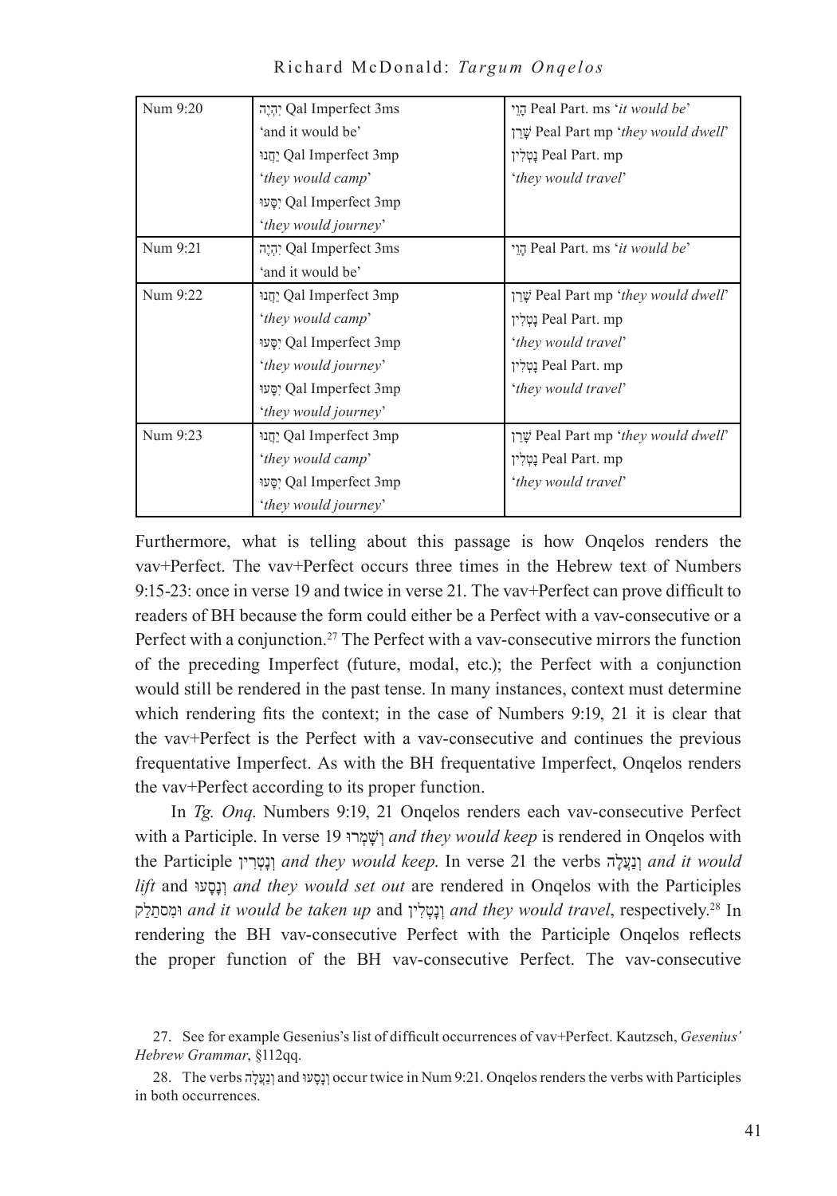| Num 9:20 | יִהְיֶה Qal Imperfect 3ms 'and it would be' יַחֲנוּ Qal Imperfect 3mp '*they would camp*' יִסָּעוּ Qal Imperfect 3mp '*they would journey*' | הָוֵי Peal Part. ms '*it would be*' שָׁרַן Peal Part mp '*they would dwell*' נָטְלִין Peal Part. mp '*they would travel*' |
|---|---|---|
| Num 9:21 | יִהְיֶה Qal Imperfect 3ms 'and it would be' | הָוֵי Peal Part. ms '*it would be*' |
| Num 9:22 | יַחֲנוּ Qal Imperfect 3mp '*they would camp*' יִסָּעוּ Qal Imperfect 3mp '*they would journey*' יִסָּעוּ Qal Imperfect 3mp '*they would journey*' | שָׁרַן Peal Part mp '*they would dwell*' נָטְלִין Peal Part. mp '*they would travel*' נָטְלִין Peal Part. mp '*they would travel*' |
| Num 9:23 | יַחֲנוּ Qal Imperfect 3mp '*they would camp*' יִסָּעוּ Qal Imperfect 3mp '*they would journey*' | שָׁרַן Peal Part mp '*they would dwell*' נָטְלִין Peal Part. mp '*they would travel*' |

Furthermore, what is telling about this passage is how Onqelos renders the vav+Perfect. The vav+Perfect occurs three times in the Hebrew text of Numbers 9:15-23: once in verse 19 and twice in verse 21. The vav+Perfect can prove difficult to readers of BH because the form could either be a Perfect with a vav-consecutive or a Perfect with a conjunction.[27] The Perfect with a vav-consecutive mirrors the function of the preceding Imperfect (future, modal, etc.); the Perfect with a conjunction would still be rendered in the past tense. In many instances, context must determine which rendering fits the context; in the case of Numbers 9:19, 21 it is clear that the vav+Perfect is the Perfect with a vav-consecutive and continues the previous frequentative Imperfect. As with the BH frequentative Imperfect, Onqelos renders the vav+Perfect according to its proper function.

In *Tg. Onq*. Numbers 9:19, 21 Onqelos renders each vav-consecutive Perfect with a Participle. In verse 19 וְשָׁמְרוּ *and they would keep* is rendered in Onqelos with the Participle וְנָטְרִין *and they would keep.* In verse 21 the verbs וְנַעֲלָה *and it would lift* and וְנָסָעוּ *and they would set out* are rendered in Onqelos with the Participles וּמִסתַּלַּק *and it would be taken up* and וְנָטְלִין *and they would travel*, respectively.[28] In rendering the BH vav-consecutive Perfect with the Participle Onqelos reflects the proper function of the BH vav-consecutive Perfect. The vav-consecutive

27. See for example Gesenius's list of difficult occurrences of vav+Perfect. Kautzsch, *Gesenius' Hebrew Grammar*, §112qq.

28. The verbs וְנַעֲלָה and וְנָסָעוּ occur twice in Num 9:21. Onqelos renders the verbs with Participles in both occurrences.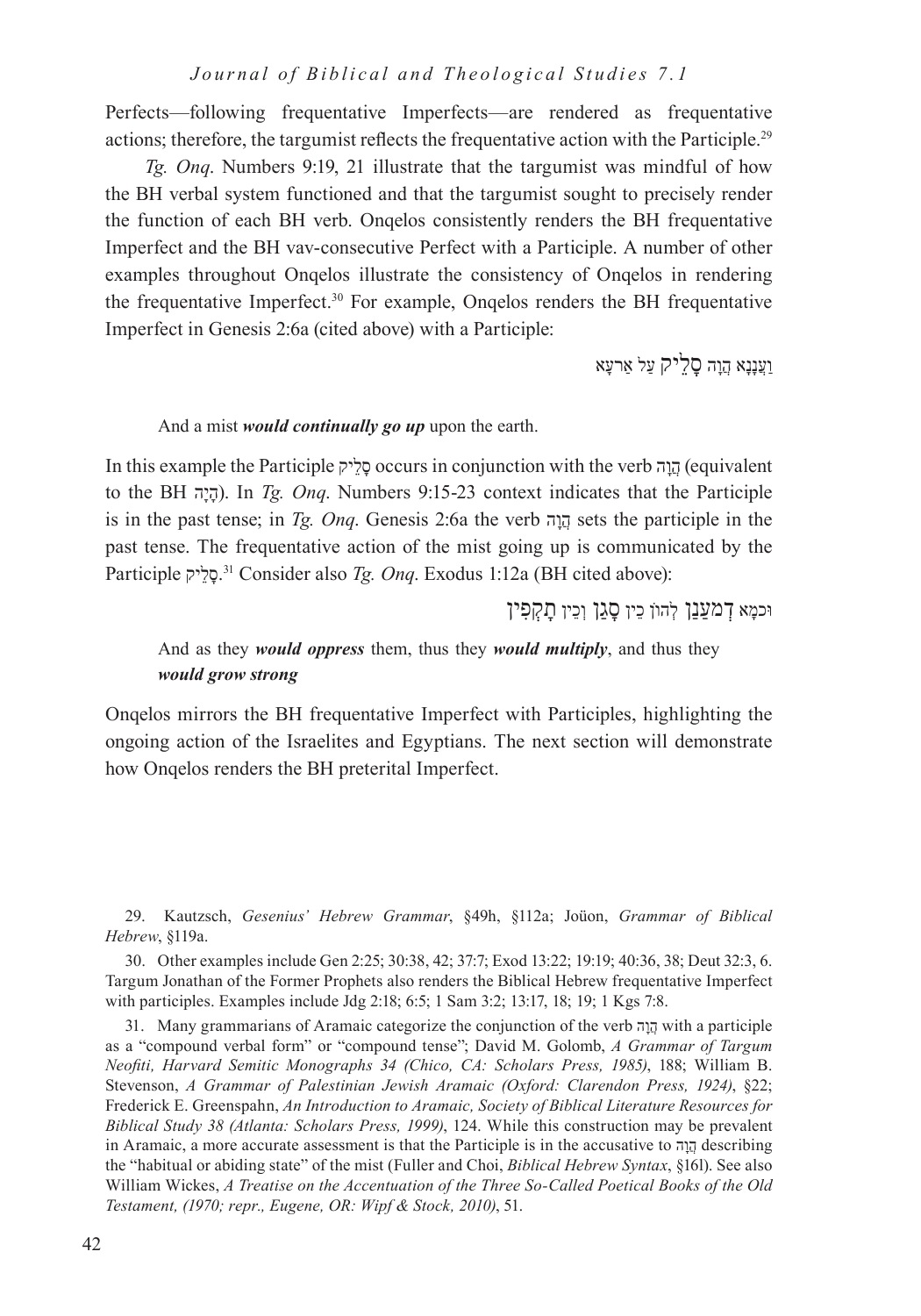Perfects—following frequentative Imperfects—are rendered as frequentative actions; therefore, the targumist reflects the frequentative action with the Participle.[29]

*Tg. Onq*. Numbers 9:19, 21 illustrate that the targumist was mindful of how the BH verbal system functioned and that the targumist sought to precisely render the function of each BH verb. Onqelos consistently renders the BH frequentative Imperfect and the BH vav-consecutive Perfect with a Participle. A number of other examples throughout Onqelos illustrate the consistency of Onqelos in rendering the frequentative Imperfect.[30] For example, Onqelos renders the BH frequentative Imperfect in Genesis 2:6a (cited above) with a Participle:

וַעֲנָנָא הֲוָה סָלֵיק עַל אַרעָא

And a mist ***would continually go up*** upon the earth.

In this example the Participle סָלֵיק occurs in conjunction with the verb הֲוָה (equivalent to the BH הָיָה). In *Tg. Onq*. Numbers 9:15-23 context indicates that the Participle is in the past tense; in *Tg. Onq*. Genesis 2:6a the verb הֲוָה sets the participle in the past tense. The frequentative action of the mist going up is communicated by the Participle סָלֵיק.[31] Consider also *Tg. Onq*. Exodus 1:12a (BH cited above):

וּכמָא דְמעַנַן לְהוֹן כֵּין סָגַן וְכֵין תָקְפִין

And as they ***would oppress*** them, thus they ***would multiply***, and thus they ***would grow strong***

Onqelos mirrors the BH frequentative Imperfect with Participles, highlighting the ongoing action of the Israelites and Egyptians. The next section will demonstrate how Onqelos renders the BH preterital Imperfect.

---

29. Kautzsch, *Gesenius' Hebrew Grammar*, §49h, §112a; Joüon, *Grammar of Biblical Hebrew*, §119a.

30. Other examples include Gen 2:25; 30:38, 42; 37:7; Exod 13:22; 19:19; 40:36, 38; Deut 32:3, 6. Targum Jonathan of the Former Prophets also renders the Biblical Hebrew frequentative Imperfect with participles. Examples include Jdg 2:18; 6:5; 1 Sam 3:2; 13:17, 18; 19; 1 Kgs 7:8.

31. Many grammarians of Aramaic categorize the conjunction of the verb הֲוָה with a participle as a "compound verbal form" or "compound tense"; David M. Golomb, *A Grammar of Targum Neofiti, Harvard Semitic Monographs 34 (Chico, CA: Scholars Press, 1985)*, 188; William B. Stevenson, *A Grammar of Palestinian Jewish Aramaic (Oxford: Clarendon Press, 1924)*, §22; Frederick E. Greenspahn, *An Introduction to Aramaic, Society of Biblical Literature Resources for Biblical Study 38 (Atlanta: Scholars Press, 1999)*, 124. While this construction may be prevalent in Aramaic, a more accurate assessment is that the Participle is in the accusative to הֲוָה describing the "habitual or abiding state" of the mist (Fuller and Choi, *Biblical Hebrew Syntax*, §16l). See also William Wickes, *A Treatise on the Accentuation of the Three So-Called Poetical Books of the Old Testament, (1970; repr., Eugene, OR: Wipf & Stock, 2010)*, 51.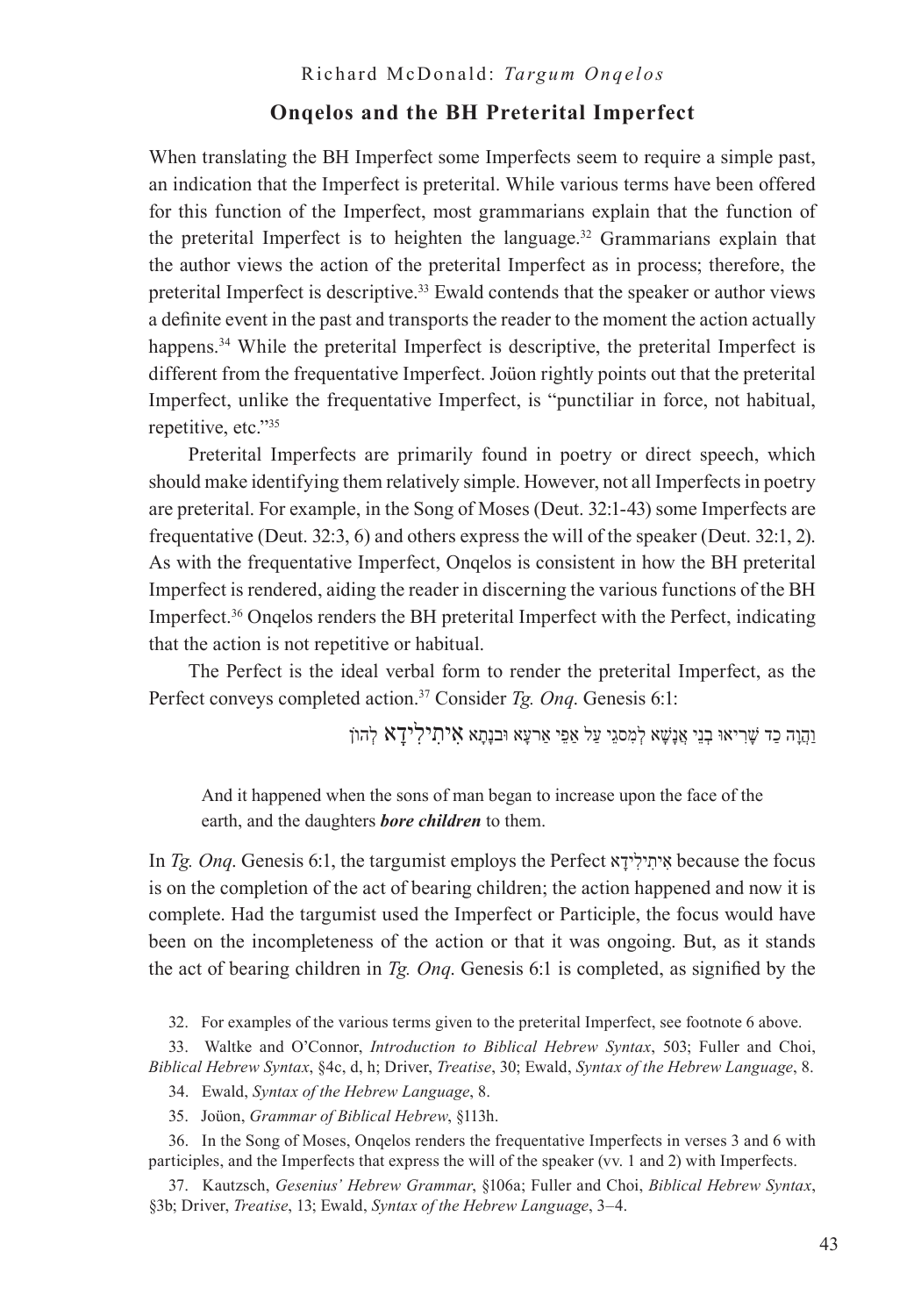## Onqelos and the BH Preterital Imperfect

When translating the BH Imperfect some Imperfects seem to require a simple past, an indication that the Imperfect is preterital. While various terms have been offered for this function of the Imperfect, most grammarians explain that the function of the preterital Imperfect is to heighten the language.[32] Grammarians explain that the author views the action of the preterital Imperfect as in process; therefore, the preterital Imperfect is descriptive.[33] Ewald contends that the speaker or author views a definite event in the past and transports the reader to the moment the action actually happens.[34] While the preterital Imperfect is descriptive, the preterital Imperfect is different from the frequentative Imperfect. Joüon rightly points out that the preterital Imperfect, unlike the frequentative Imperfect, is "punctiliar in force, not habitual, repetitive, etc."[35]

Preterital Imperfects are primarily found in poetry or direct speech, which should make identifying them relatively simple. However, not all Imperfects in poetry are preterital. For example, in the Song of Moses (Deut. 32:1-43) some Imperfects are frequentative (Deut. 32:3, 6) and others express the will of the speaker (Deut. 32:1, 2). As with the frequentative Imperfect, Onqelos is consistent in how the BH preterital Imperfect is rendered, aiding the reader in discerning the various functions of the BH Imperfect.[36] Onqelos renders the BH preterital Imperfect with the Perfect, indicating that the action is not repetitive or habitual.

The Perfect is the ideal verbal form to render the preterital Imperfect, as the Perfect conveys completed action.[37] Consider *Tg. Onq*. Genesis 6:1:

וַהֲוָה כַד שָׁרִיאוּ בְנֵי אֲנָשָׁא לְמִסגֵי עַל אַפֵּי אַרעָא וּבנָתָא **אִתִילִידָא** לְהוֹן

> And it happened when the sons of man began to increase upon the face of the earth, and the daughters ***bore children*** to them.

In *Tg. Onq*. Genesis 6:1, the targumist employs the Perfect אִיתְיְלִידָא because the focus is on the completion of the act of bearing children; the action happened and now it is complete. Had the targumist used the Imperfect or Participle, the focus would have been on the incompleteness of the action or that it was ongoing. But, as it stands the act of bearing children in *Tg. Onq*. Genesis 6:1 is completed, as signified by the

32. For examples of the various terms given to the preterital Imperfect, see footnote 6 above.

33. Waltke and O'Connor, *Introduction to Biblical Hebrew Syntax*, 503; Fuller and Choi, *Biblical Hebrew Syntax*, §4c, d, h; Driver, *Treatise*, 30; Ewald, *Syntax of the Hebrew Language*, 8.

34. Ewald, *Syntax of the Hebrew Language*, 8.

35. Joüon, *Grammar of Biblical Hebrew*, §113h.

36. In the Song of Moses, Onqelos renders the frequentative Imperfects in verses 3 and 6 with participles, and the Imperfects that express the will of the speaker (vv. 1 and 2) with Imperfects.

37. Kautzsch, *Gesenius' Hebrew Grammar*, §106a; Fuller and Choi, *Biblical Hebrew Syntax*, §3b; Driver, *Treatise*, 13; Ewald, *Syntax of the Hebrew Language*, 3–4.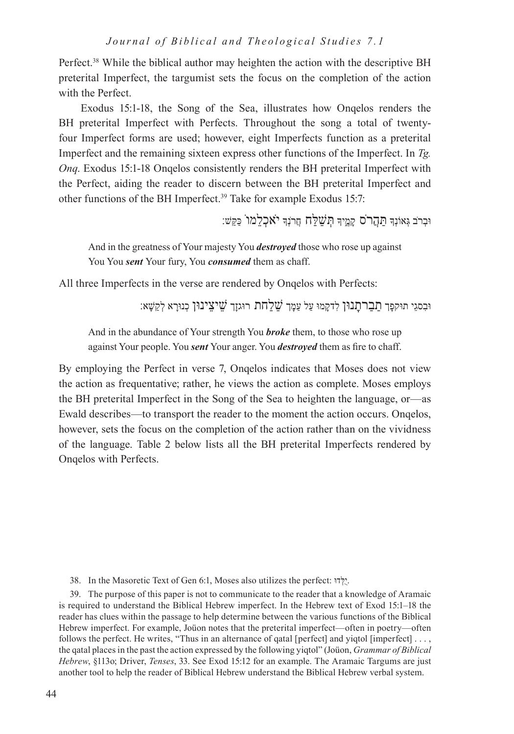Perfect.[38] While the biblical author may heighten the action with the descriptive BH preterital Imperfect, the targumist sets the focus on the completion of the action with the Perfect.

Exodus 15:1-18, the Song of the Sea, illustrates how Onqelos renders the BH preterital Imperfect with Perfects. Throughout the song a total of twenty-four Imperfect forms are used; however, eight Imperfects function as a preterital Imperfect and the remaining sixteen express other functions of the Imperfect. In *Tg. Onq*. Exodus 15:1-18 Onqelos consistently renders the BH preterital Imperfect with the Perfect, aiding the reader to discern between the BH preterital Imperfect and other functions of the BH Imperfect.[39] Take for example Exodus 15:7:

וּבְרֹ֥ב גְּאוֹנְךָ֖ **תַּהֲרֹ֣ס** קָמֶ֑יךָ **תְּשַׁלַּח֙** חֲרֹ֣נְךָ֔ **יֹאכְלֵ֖מוֹ** כַּקַּֽשׁ׃

> And in the greatness of Your majesty You ***destroyed*** those who rose up against You You ***sent*** Your fury, You ***consumed*** them as chaff.

All three Imperfects in the verse are rendered by Onqelos with Perfects:

וּבְסגֵי תוּקְפָּךְ **תַבַרתָּנוּן** לִדקָמוּ עַל עַמָּךְ **שַׁלַחת** רוּגזָךְ **שֵׁיצֵינוּן** כְּנוּרָא לְקַשָּׁא׃

> And in the abundance of Your strength You ***broke*** them, to those who rose up against Your people. You ***sent*** Your anger. You ***destroyed*** them as fire to chaff.

By employing the Perfect in verse 7, Onqelos indicates that Moses does not view the action as frequentative; rather, he views the action as complete. Moses employs the BH preterital Imperfect in the Song of the Sea to heighten the language, or—as Ewald describes—to transport the reader to the moment the action occurs. Onqelos, however, sets the focus on the completion of the action rather than on the vividness of the language. Table 2 below lists all the BH preterital Imperfects rendered by Onqelos with Perfects.

---

38. In the Masoretic Text of Gen 6:1, Moses also utilizes the perfect: יֻלְּדוּ.

39. The purpose of this paper is not to communicate to the reader that a knowledge of Aramaic is required to understand the Biblical Hebrew imperfect. In the Hebrew text of Exod 15:1–18 the reader has clues within the passage to help determine between the various functions of the Biblical Hebrew imperfect. For example, Joüon notes that the preterital imperfect—often in poetry—often follows the perfect. He writes, "Thus in an alternance of qatal [perfect] and yiqtol [imperfect] . . . , the qatal places in the past the action expressed by the following yiqtol" (Joüon, *Grammar of Biblical Hebrew*, §113o; Driver, *Tenses*, 33. See Exod 15:12 for an example. The Aramaic Targums are just another tool to help the reader of Biblical Hebrew understand the Biblical Hebrew verbal system.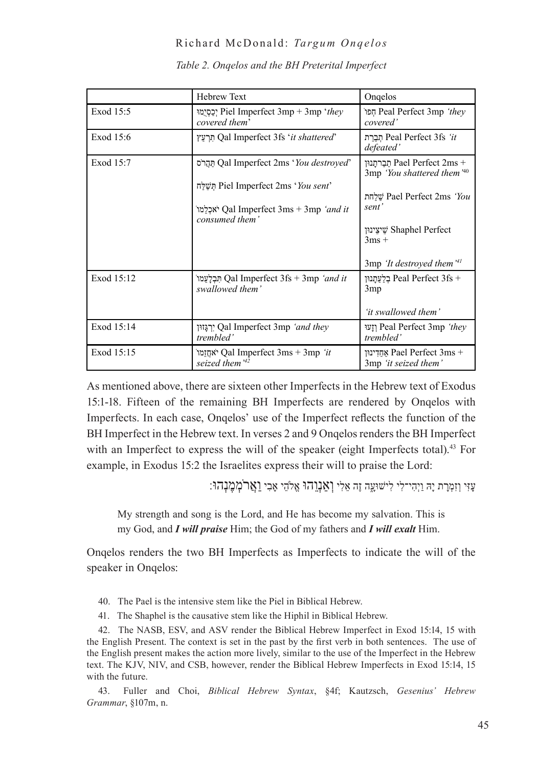*Table 2. Onqelos and the BH Preterital Imperfect*

| | Hebrew Text | Onqelos |
|---|---|---|
| Exod 15:5 | יְכַסְיֻמוּ Piel Imperfect 3mp + 3mp '*they covered them*' | חֲפוֹ Peal Perfect 3mp *'they covered'* |
| Exod 15:6 | תִּרְעַץ Qal Imperfect 3fs '*it shattered*' | תְּבַרַת Peal Perfect 3fs *'it defeated'* |
| Exod 15:7 | תַּהֲרֹס Qal Imperfect 2ms '*You destroyed*'<br><br>תְּשַׁלַּח Piel Imperfect 2ms '*You sent*'<br><br>יֹאכְלֵמוֹ Qal Imperfect 3ms + 3mp *'and it consumed them'* | תַּבַּרְתָּנוּן Pael Perfect 2ms + 3mp *'You shattered them'*[40]<br><br>שַׁלַּחְת Pael Perfect 2ms *'You sent'*<br><br>שֵׁיצֵינוּן Shaphel Perfect 3ms + 3mp *'It destroyed them'*[41] |
| Exod 15:12 | תִּבְלָעֵמוֹ Qal Imperfect 3fs + 3mp *'and it swallowed them'* | בְּלַעְתָּנוּן Peal Perfect 3fs + 3mp<br><br>*'it swallowed them'* |
| Exod 15:14 | יִרְגָּזוּן Qal Imperfect 3mp *'and they trembled'* | וְזָעוּ Peal Perfect 3mp *'they trembled'* |
| Exod 15:15 | יֹאחֲזֵמוֹ Qal Imperfect 3ms + 3mp *'it seized them'*[42] | אַחֲדִינוּן Pael Perfect 3ms + 3mp *'it seized them'* |

As mentioned above, there are sixteen other Imperfects in the Hebrew text of Exodus 15:1-18. Fifteen of the remaining BH Imperfects are rendered by Onqelos with Imperfects. In each case, Onqelos' use of the Imperfect reflects the function of the BH Imperfect in the Hebrew text. In verses 2 and 9 Onqelos renders the BH Imperfect with an Imperfect to express the will of the speaker (eight Imperfects total).[43] For example, in Exodus 15:2 the Israelites express their will to praise the Lord:

עָזִּי וְזִמְרָת יָהּ וַיְהִי־לִי לִישׁוּעָה זֶה אֵלִי וְאַנְוֵהוּ אֱלֹהֵי אָבִי וַאֲרֹמְמֶנְהוּ׃

> My strength and song is the Lord, and He has become my salvation. This is my God, and ***I will praise*** Him; the God of my fathers and ***I will exalt*** Him.

Onqelos renders the two BH Imperfects as Imperfects to indicate the will of the speaker in Onqelos:

40. The Pael is the intensive stem like the Piel in Biblical Hebrew.

41. The Shaphel is the causative stem like the Hiphil in Biblical Hebrew.

42. The NASB, ESV, and ASV render the Biblical Hebrew Imperfect in Exod 15:14, 15 with the English Present. The context is set in the past by the first verb in both sentences. The use of the English present makes the action more lively, similar to the use of the Imperfect in the Hebrew text. The KJV, NIV, and CSB, however, render the Biblical Hebrew Imperfects in Exod 15:14, 15 with the future.

43. Fuller and Choi, *Biblical Hebrew Syntax*, §4f; Kautzsch, *Gesenius' Hebrew Grammar*, §107m, n.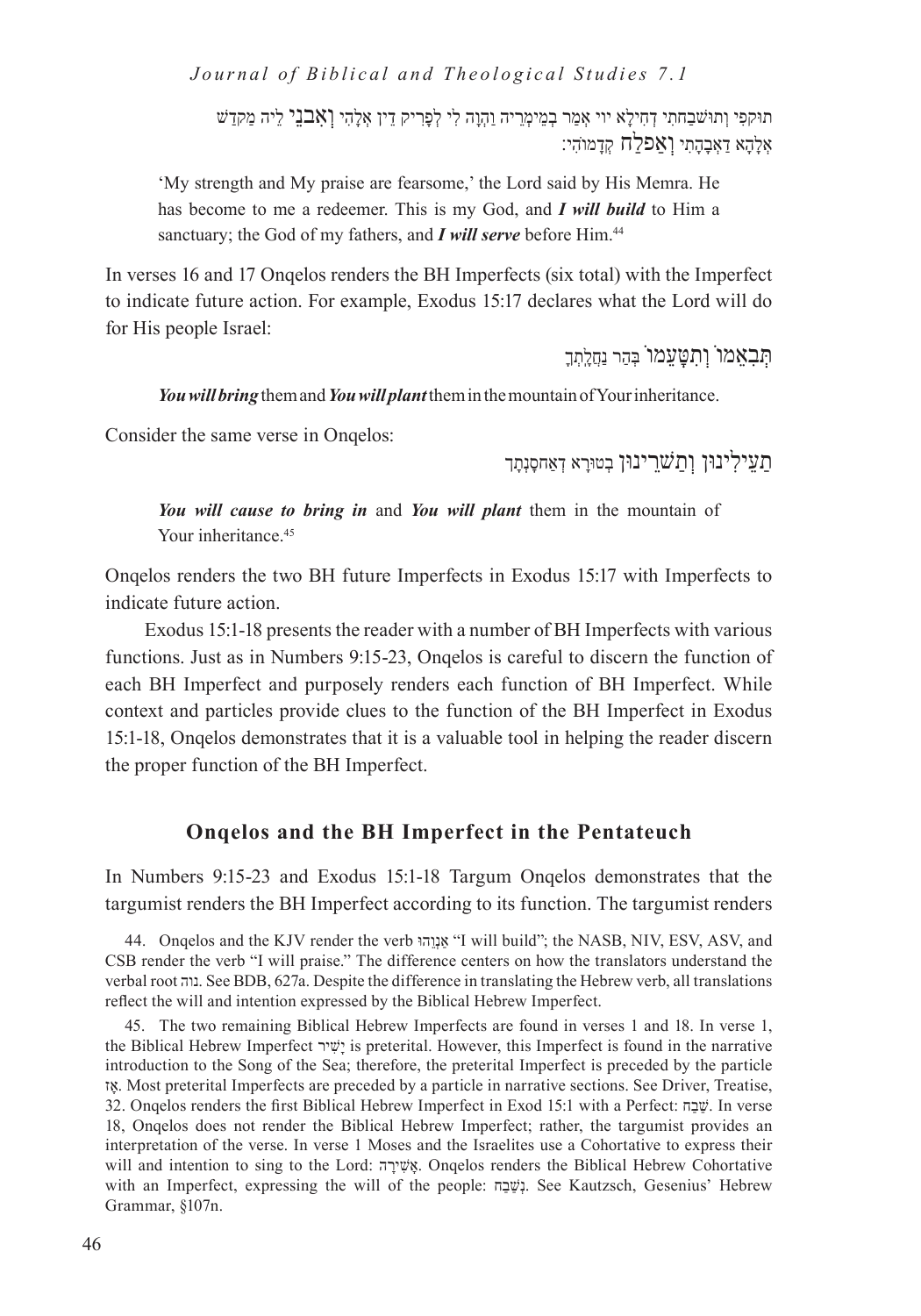תוּקְפִּי וְתוּשְׁבַחְתִּי דְחִילָא יוי אֲמַר בְּמֵימְרֵיהּ וַהֲוָה לִי לְפָרִיק דֵּין אֱלָהִי וְאִבְנֵי לֵיהּ מַקְדַּשׁ אֱלָהָא דַאֲבָהָתִי וְאֶפְלַח קֳדָמוֹהִי׃

> 'My strength and My praise are fearsome,' the Lord said by His Memra. He has become to me a redeemer. This is my God, and ***I will build*** to Him a sanctuary; the God of my fathers, and ***I will serve*** before Him.[44]

In verses 16 and 17 Onqelos renders the BH Imperfects (six total) with the Imperfect to indicate future action. For example, Exodus 15:17 declares what the Lord will do for His people Israel:

תְּבִאֵמוֹ וְתִטָּעֵמוֹ בְּהַר נַחֲלָתְךָ

> ***You will bring*** them and ***You will plant*** them in the mountain of Your inheritance.

Consider the same verse in Onqelos:

תַעֵילִינוּן וְתַשְׁרֵינוּן בְּטוּרָא דְאַחְסָנְתָךְ

> ***You will cause to bring in*** and ***You will plant*** them in the mountain of Your inheritance.[45]

Onqelos renders the two BH future Imperfects in Exodus 15:17 with Imperfects to indicate future action.

Exodus 15:1-18 presents the reader with a number of BH Imperfects with various functions. Just as in Numbers 9:15-23, Onqelos is careful to discern the function of each BH Imperfect and purposely renders each function of BH Imperfect. While context and particles provide clues to the function of the BH Imperfect in Exodus 15:1-18, Onqelos demonstrates that it is a valuable tool in helping the reader discern the proper function of the BH Imperfect.

## Onqelos and the BH Imperfect in the Pentateuch

In Numbers 9:15-23 and Exodus 15:1-18 Targum Onqelos demonstrates that the targumist renders the BH Imperfect according to its function. The targumist renders

44. Onqelos and the KJV render the verb אַנְוֵהוּ "I will build"; the NASB, NIV, ESV, ASV, and CSB render the verb "I will praise." The difference centers on how the translators understand the verbal root נוה. See BDB, 627a. Despite the difference in translating the Hebrew verb, all translations reflect the will and intention expressed by the Biblical Hebrew Imperfect.

45. The two remaining Biblical Hebrew Imperfects are found in verses 1 and 18. In verse 1, the Biblical Hebrew Imperfect יָשִׁיר is preterital. However, this Imperfect is found in the narrative introduction to the Song of the Sea; therefore, the preterital Imperfect is preceded by the particle אָז. Most preterital Imperfects are preceded by a particle in narrative sections. See Driver, Treatise, 32. Onqelos renders the first Biblical Hebrew Imperfect in Exod 15:1 with a Perfect: שַׁבַּח. In verse 18, Onqelos does not render the Biblical Hebrew Imperfect; rather, the targumist provides an interpretation of the verse. In verse 1 Moses and the Israelites use a Cohortative to express their will and intention to sing to the Lord: אָשִׁירָה. Onqelos renders the Biblical Hebrew Cohortative with an Imperfect, expressing the will of the people: נְשַׁבַּח. See Kautzsch, Gesenius' Hebrew Grammar, §107n.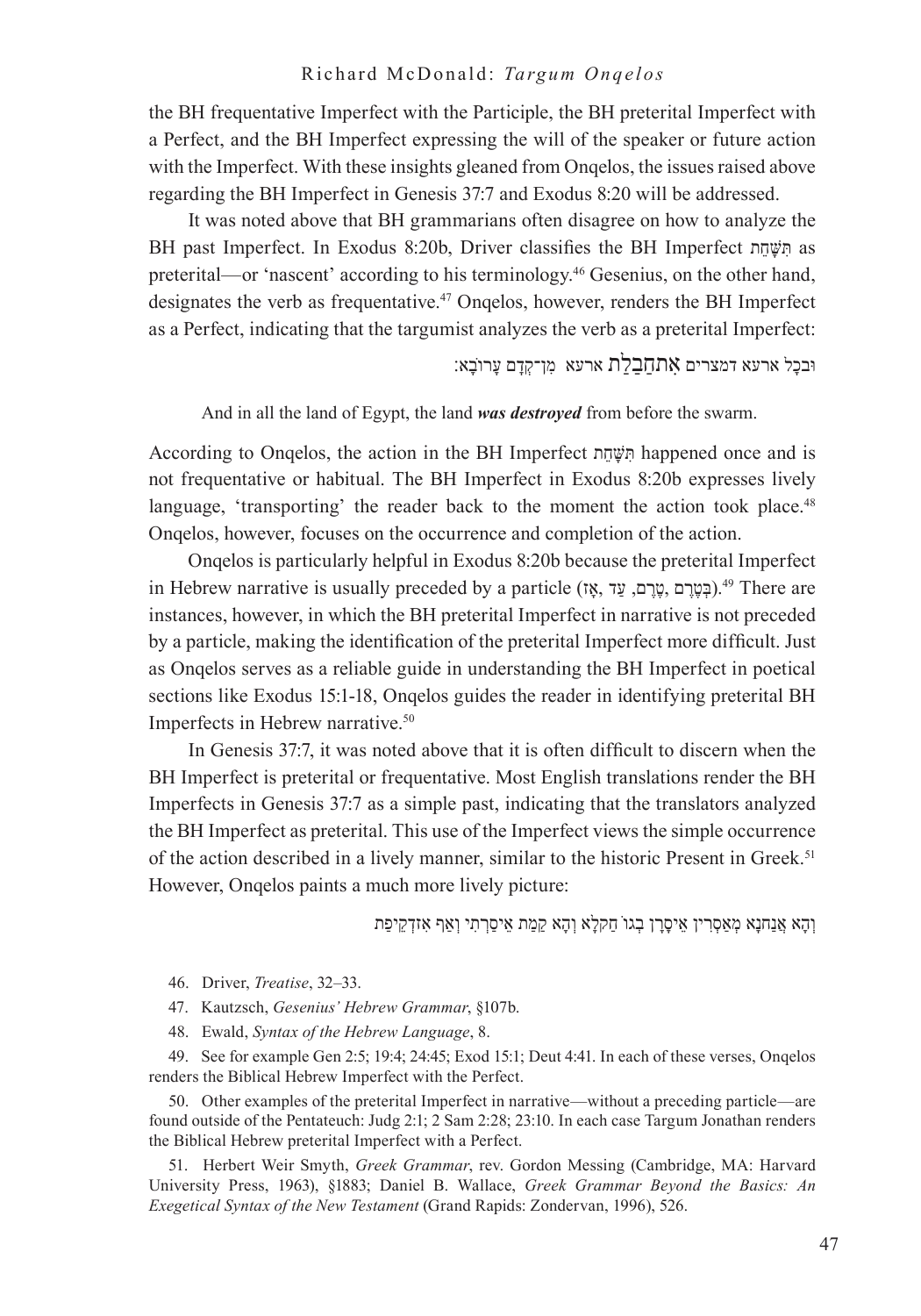the BH frequentative Imperfect with the Participle, the BH preterital Imperfect with a Perfect, and the BH Imperfect expressing the will of the speaker or future action with the Imperfect. With these insights gleaned from Onqelos, the issues raised above regarding the BH Imperfect in Genesis 37:7 and Exodus 8:20 will be addressed.

It was noted above that BH grammarians often disagree on how to analyze the BH past Imperfect. In Exodus 8:20b, Driver classifies the BH Imperfect תִּשָּׁחֵת as preterital—or 'nascent' according to his terminology.[46] Gesenius, on the other hand, designates the verb as frequentative.[47] Onqelos, however, renders the BH Imperfect as a Perfect, indicating that the targumist analyzes the verb as a preterital Imperfect:

וּבכָל ארעא דמצרים אִתחַבלַת ארעא מִן־קֳדָם עָרוֹבָא:

And in all the land of Egypt, the land ***was destroyed*** from before the swarm.

According to Onqelos, the action in the BH Imperfect תִּשָּׁחֵת happened once and is not frequentative or habitual. The BH Imperfect in Exodus 8:20b expresses lively language, 'transporting' the reader back to the moment the action took place.[48] Onqelos, however, focuses on the occurrence and completion of the action.

Onqelos is particularly helpful in Exodus 8:20b because the preterital Imperfect in Hebrew narrative is usually preceded by a particle (בְּטֶרֶם, טֶרֶם, עַד, אָז).[49] There are instances, however, in which the BH preterital Imperfect in narrative is not preceded by a particle, making the identification of the preterital Imperfect more difficult. Just as Onqelos serves as a reliable guide in understanding the BH Imperfect in poetical sections like Exodus 15:1-18, Onqelos guides the reader in identifying preterital BH Imperfects in Hebrew narrative.[50]

In Genesis 37:7, it was noted above that it is often difficult to discern when the BH Imperfect is preterital or frequentative. Most English translations render the BH Imperfects in Genesis 37:7 as a simple past, indicating that the translators analyzed the BH Imperfect as preterital. This use of the Imperfect views the simple occurrence of the action described in a lively manner, similar to the historic Present in Greek.[51] However, Onqelos paints a much more lively picture:

וְהָא אֲנַחנָא מְאַסְרִין אֵיסָרָן בְגוֹ חַקלָא וְהָא קָמַת אֵיסַרְתִי וְאַף אִזדְקֵיפַת

46. Driver, *Treatise*, 32–33.

47. Kautzsch, *Gesenius' Hebrew Grammar*, §107b.

48. Ewald, *Syntax of the Hebrew Language*, 8.

49. See for example Gen 2:5; 19:4; 24:45; Exod 15:1; Deut 4:41. In each of these verses, Onqelos renders the Biblical Hebrew Imperfect with the Perfect.

50. Other examples of the preterital Imperfect in narrative—without a preceding particle—are found outside of the Pentateuch: Judg 2:1; 2 Sam 2:28; 23:10. In each case Targum Jonathan renders the Biblical Hebrew preterital Imperfect with a Perfect.

51. Herbert Weir Smyth, *Greek Grammar*, rev. Gordon Messing (Cambridge, MA: Harvard University Press, 1963), §1883; Daniel B. Wallace, *Greek Grammar Beyond the Basics: An Exegetical Syntax of the New Testament* (Grand Rapids: Zondervan, 1996), 526.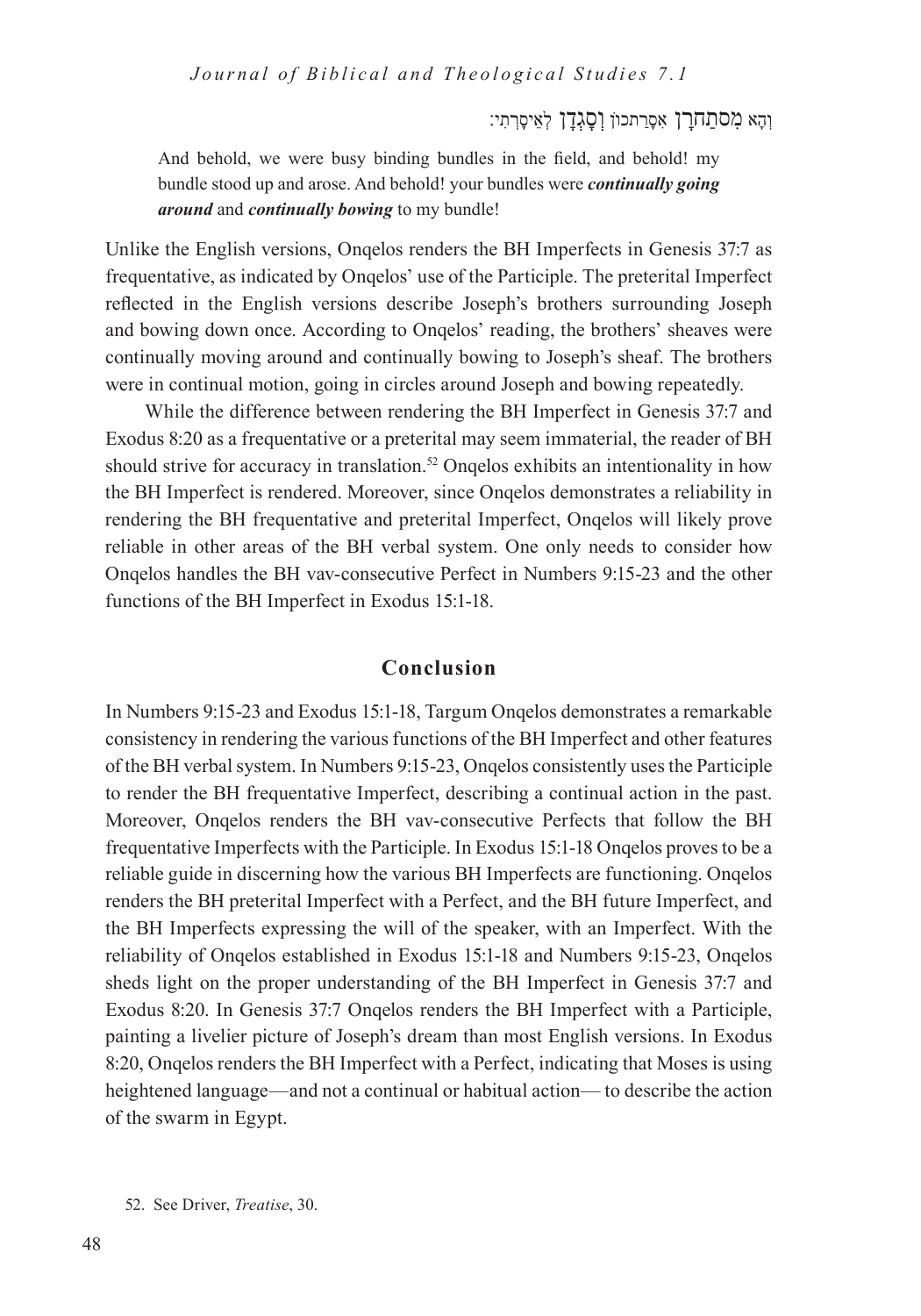וְהָא מְסתַחרָן אִסָרָתכוֹן וְסָגְדָן לְאֵיסָרְתִי׃

> And behold, we were busy binding bundles in the field, and behold! my bundle stood up and arose. And behold! your bundles were ***continually going around*** and ***continually bowing*** to my bundle!

Unlike the English versions, Onqelos renders the BH Imperfects in Genesis 37:7 as frequentative, as indicated by Onqelos' use of the Participle. The preterital Imperfect reflected in the English versions describe Joseph's brothers surrounding Joseph and bowing down once. According to Onqelos' reading, the brothers' sheaves were continually moving around and continually bowing to Joseph's sheaf. The brothers were in continual motion, going in circles around Joseph and bowing repeatedly.

While the difference between rendering the BH Imperfect in Genesis 37:7 and Exodus 8:20 as a frequentative or a preterital may seem immaterial, the reader of BH should strive for accuracy in translation.[52] Onqelos exhibits an intentionality in how the BH Imperfect is rendered. Moreover, since Onqelos demonstrates a reliability in rendering the BH frequentative and preterital Imperfect, Onqelos will likely prove reliable in other areas of the BH verbal system. One only needs to consider how Onqelos handles the BH vav-consecutive Perfect in Numbers 9:15-23 and the other functions of the BH Imperfect in Exodus 15:1-18.

## Conclusion

In Numbers 9:15-23 and Exodus 15:1-18, Targum Onqelos demonstrates a remarkable consistency in rendering the various functions of the BH Imperfect and other features of the BH verbal system. In Numbers 9:15-23, Onqelos consistently uses the Participle to render the BH frequentative Imperfect, describing a continual action in the past. Moreover, Onqelos renders the BH vav-consecutive Perfects that follow the BH frequentative Imperfects with the Participle. In Exodus 15:1-18 Onqelos proves to be a reliable guide in discerning how the various BH Imperfects are functioning. Onqelos renders the BH preterital Imperfect with a Perfect, and the BH future Imperfect, and the BH Imperfects expressing the will of the speaker, with an Imperfect. With the reliability of Onqelos established in Exodus 15:1-18 and Numbers 9:15-23, Onqelos sheds light on the proper understanding of the BH Imperfect in Genesis 37:7 and Exodus 8:20. In Genesis 37:7 Onqelos renders the BH Imperfect with a Participle, painting a livelier picture of Joseph's dream than most English versions. In Exodus 8:20, Onqelos renders the BH Imperfect with a Perfect, indicating that Moses is using heightened language—and not a continual or habitual action— to describe the action of the swarm in Egypt.

52. See Driver, *Treatise*, 30.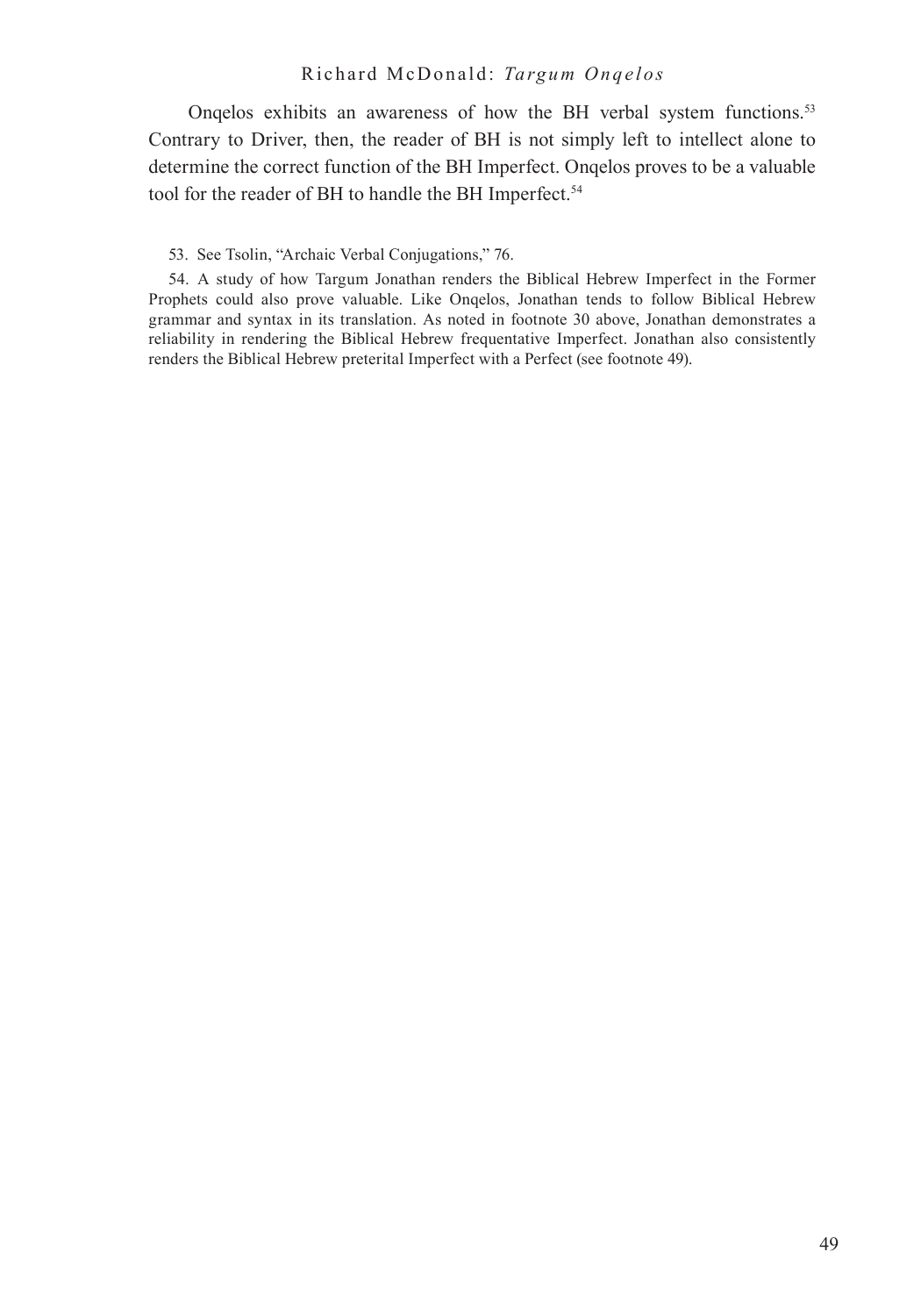Onqelos exhibits an awareness of how the BH verbal system functions.[53] Contrary to Driver, then, the reader of BH is not simply left to intellect alone to determine the correct function of the BH Imperfect. Onqelos proves to be a valuable tool for the reader of BH to handle the BH Imperfect.[54]

53. See Tsolin, "Archaic Verbal Conjugations," 76.

54. A study of how Targum Jonathan renders the Biblical Hebrew Imperfect in the Former Prophets could also prove valuable. Like Onqelos, Jonathan tends to follow Biblical Hebrew grammar and syntax in its translation. As noted in footnote 30 above, Jonathan demonstrates a reliability in rendering the Biblical Hebrew frequentative Imperfect. Jonathan also consistently renders the Biblical Hebrew preterital Imperfect with a Perfect (see footnote 49).